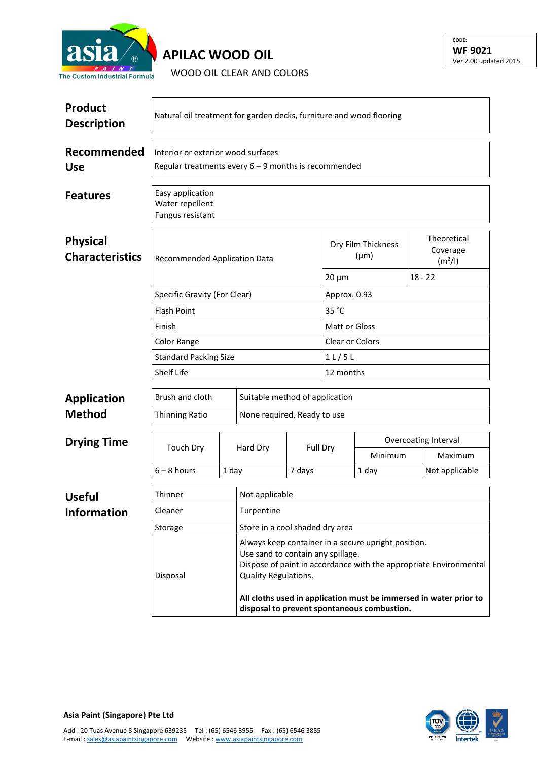asia PAINT
The Custom Industrial Formula

# APILAC WOOD OIL

WOOD OIL CLEAR AND COLORS

CODE:
**WF 9021**
Ver 2.00 updated 2015

## Product Description

Natural oil treatment for garden decks, furniture and wood flooring

## Recommended Use

Interior or exterior wood surfaces
Regular treatments every 6 – 9 months is recommended

## Features

Easy application
Water repellent
Fungus resistant

## Physical Characteristics

| Recommended Application Data | Dry Film Thickness (µm) | Theoretical Coverage (m²/l) |
|---|---|---|
| | 20 µm | 18 - 22 |
| Specific Gravity (For Clear) | Approx. 0.93 | |
| Flash Point | 35 °C | |
| Finish | Matt or Gloss | |
| Color Range | Clear or Colors | |
| Standard Packing Size | 1 L / 5 L | |
| Shelf Life | 12 months | |

## Application Method

| | |
|---|---|
| Brush and cloth | Suitable method of application |
| Thinning Ratio | None required, Ready to use |

## Drying Time

| Touch Dry | Hard Dry | Full Dry | Overcoating Interval | |
|---|---|---|---|---|
| | | | Minimum | Maximum |
| 6 – 8 hours | 1 day | 7 days | 1 day | Not applicable |

## Useful Information

| | |
|---|---|
| Thinner | Not applicable |
| Cleaner | Turpentine |
| Storage | Store in a cool shaded dry area |
| Disposal | Always keep container in a secure upright position.<br>Use sand to contain any spillage.<br>Dispose of paint in accordance with the appropriate Environmental Quality Regulations.<br><br>**All cloths used in application must be immersed in water prior to disposal to prevent spontaneous combustion.** |

**Asia Paint (Singapore) Pte Ltd**

Add : 20 Tuas Avenue 8 Singapore 639235 Tel : (65) 6546 3955 Fax : (65) 6546 3855
E-mail : sales@asiapaintsingapore.com Website : www.asiapaintsingapore.com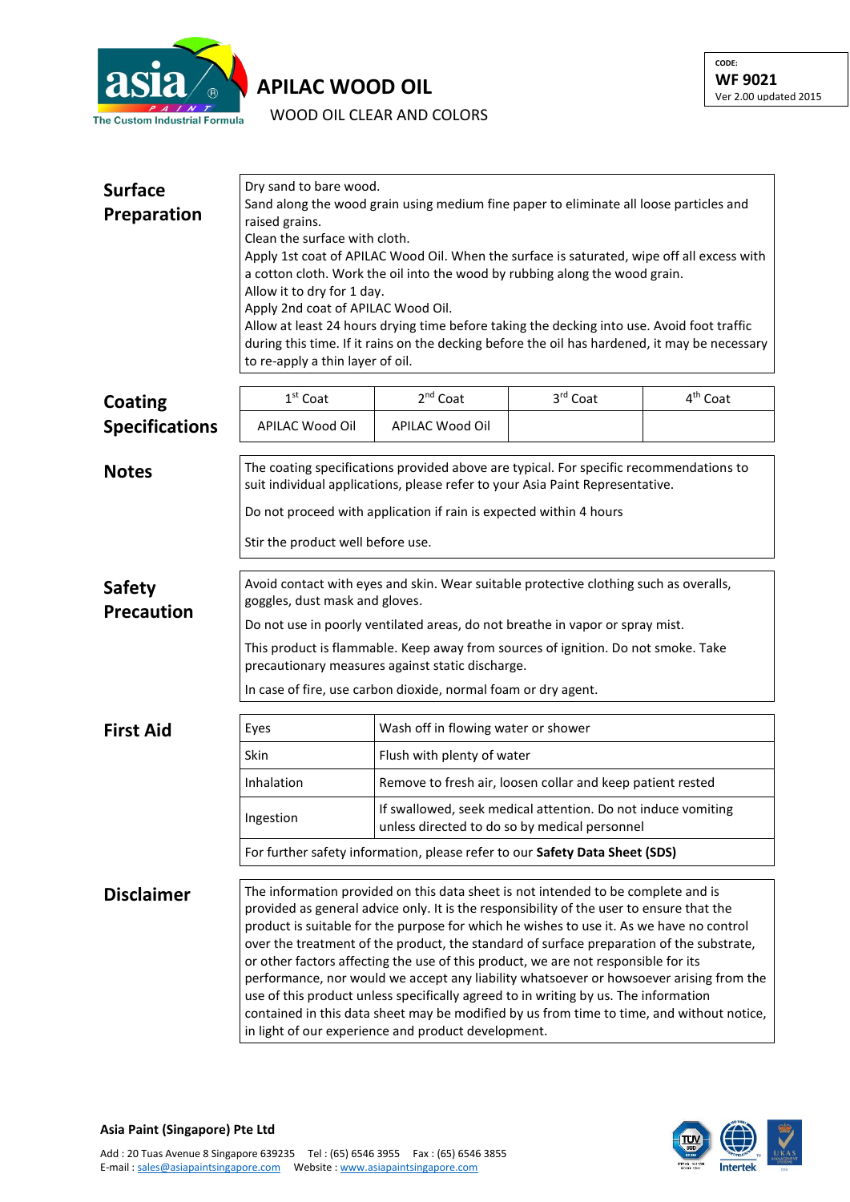# APILAC WOOD OIL

WOOD OIL CLEAR AND COLORS

CODE:
**WF 9021**
Ver 2.00 updated 2015

## Surface Preparation

Dry sand to bare wood.
Sand along the wood grain using medium fine paper to eliminate all loose particles and raised grains.
Clean the surface with cloth.
Apply 1st coat of APILAC Wood Oil. When the surface is saturated, wipe off all excess with a cotton cloth. Work the oil into the wood by rubbing along the wood grain.
Allow it to dry for 1 day.
Apply 2nd coat of APILAC Wood Oil.
Allow at least 24 hours drying time before taking the decking into use. Avoid foot traffic during this time. If it rains on the decking before the oil has hardened, it may be necessary to re-apply a thin layer of oil.

## Coating Specifications

| 1st Coat | 2nd Coat | 3rd Coat | 4th Coat |
|---|---|---|---|
| APILAC Wood Oil | APILAC Wood Oil | | |

## Notes

The coating specifications provided above are typical. For specific recommendations to suit individual applications, please refer to your Asia Paint Representative.

Do not proceed with application if rain is expected within 4 hours

Stir the product well before use.

## Safety Precaution

Avoid contact with eyes and skin. Wear suitable protective clothing such as overalls, goggles, dust mask and gloves.

Do not use in poorly ventilated areas, do not breathe in vapor or spray mist.

This product is flammable. Keep away from sources of ignition. Do not smoke. Take precautionary measures against static discharge.

In case of fire, use carbon dioxide, normal foam or dry agent.

## First Aid

| | |
|---|---|
| Eyes | Wash off in flowing water or shower |
| Skin | Flush with plenty of water |
| Inhalation | Remove to fresh air, loosen collar and keep patient rested |
| Ingestion | If swallowed, seek medical attention. Do not induce vomiting unless directed to do so by medical personnel |

For further safety information, please refer to our **Safety Data Sheet (SDS)**

## Disclaimer

The information provided on this data sheet is not intended to be complete and is provided as general advice only. It is the responsibility of the user to ensure that the product is suitable for the purpose for which he wishes to use it. As we have no control over the treatment of the product, the standard of surface preparation of the substrate, or other factors affecting the use of this product, we are not responsible for its performance, nor would we accept any liability whatsoever or howsoever arising from the use of this product unless specifically agreed to in writing by us. The information contained in this data sheet may be modified by us from time to time, and without notice, in light of our experience and product development.

**Asia Paint (Singapore) Pte Ltd**

Add : 20 Tuas Avenue 8 Singapore 639235 Tel : (65) 6546 3955 Fax : (65) 6546 3855
E-mail : sales@asiapaintsingapore.com Website : www.asiapaintsingapore.com